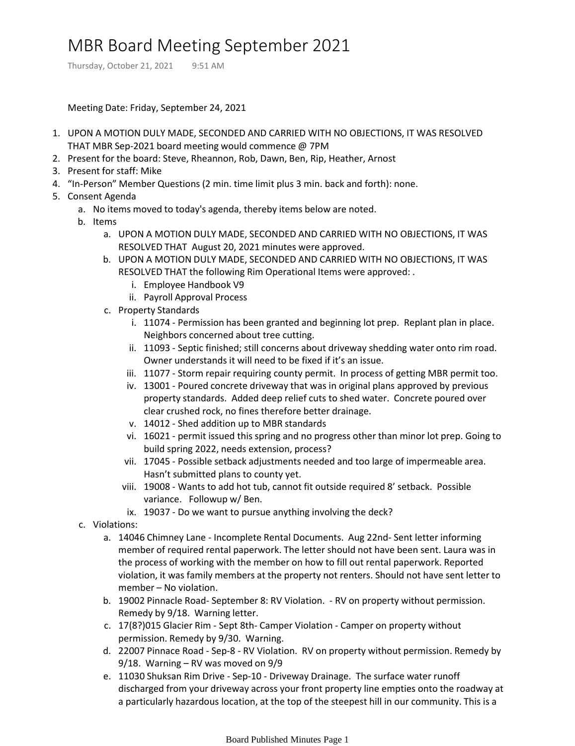# MBR Board Meeting September 2021

Thursday, October 21, 2021 9:51 AM

Meeting Date: Friday, September 24, 2021

1. UPON A MOTION DULY MADE, SECONDED AND CARRIED WITH NO OBJECTIONS, IT WAS RESOLVED THAT MBR Sep-2021 board meeting would commence @ 7PM
2. Present for the board: Steve, Rheannon, Rob, Dawn, Ben, Rip, Heather, Arnost
3. Present for staff: Mike
4. "In-Person" Member Questions (2 min. time limit plus 3 min. back and forth): none.
5. Consent Agenda
   a. No items moved to today's agenda, thereby items below are noted.
   b. Items
      a. UPON A MOTION DULY MADE, SECONDED AND CARRIED WITH NO OBJECTIONS, IT WAS RESOLVED THAT August 20, 2021 minutes were approved.
      b. UPON A MOTION DULY MADE, SECONDED AND CARRIED WITH NO OBJECTIONS, IT WAS RESOLVED THAT the following Rim Operational Items were approved: .
         i. Employee Handbook V9
         ii. Payroll Approval Process
      c. Property Standards
         i. 11074 - Permission has been granted and beginning lot prep. Replant plan in place. Neighbors concerned about tree cutting.
         ii. 11093 - Septic finished; still concerns about driveway shedding water onto rim road. Owner understands it will need to be fixed if it's an issue.
         iii. 11077 - Storm repair requiring county permit. In process of getting MBR permit too.
         iv. 13001 - Poured concrete driveway that was in original plans approved by previous property standards. Added deep relief cuts to shed water. Concrete poured over clear crushed rock, no fines therefore better drainage.
         v. 14012 - Shed addition up to MBR standards
         vi. 16021 - permit issued this spring and no progress other than minor lot prep. Going to build spring 2022, needs extension, process?
         vii. 17045 - Possible setback adjustments needed and too large of impermeable area. Hasn't submitted plans to county yet.
         viii. 19008 - Wants to add hot tub, cannot fit outside required 8' setback. Possible variance. Followup w/ Ben.
         ix. 19037 - Do we want to pursue anything involving the deck?
   c. Violations:
      a. 14046 Chimney Lane - Incomplete Rental Documents. Aug 22nd- Sent letter informing member of required rental paperwork. The letter should not have been sent. Laura was in the process of working with the member on how to fill out rental paperwork. Reported violation, it was family members at the property not renters. Should not have sent letter to member – No violation.
      b. 19002 Pinnacle Road- September 8: RV Violation. - RV on property without permission. Remedy by 9/18. Warning letter.
      c. 17(8?)015 Glacier Rim - Sept 8th- Camper Violation - Camper on property without permission. Remedy by 9/30. Warning.
      d. 22007 Pinnace Road - Sep-8 - RV Violation. RV on property without permission. Remedy by 9/18. Warning – RV was moved on 9/9
      e. 11030 Shuksan Rim Drive - Sep-10 - Driveway Drainage. The surface water runoff discharged from your driveway across your front property line empties onto the roadway at a particularly hazardous location, at the top of the steepest hill in our community. This is a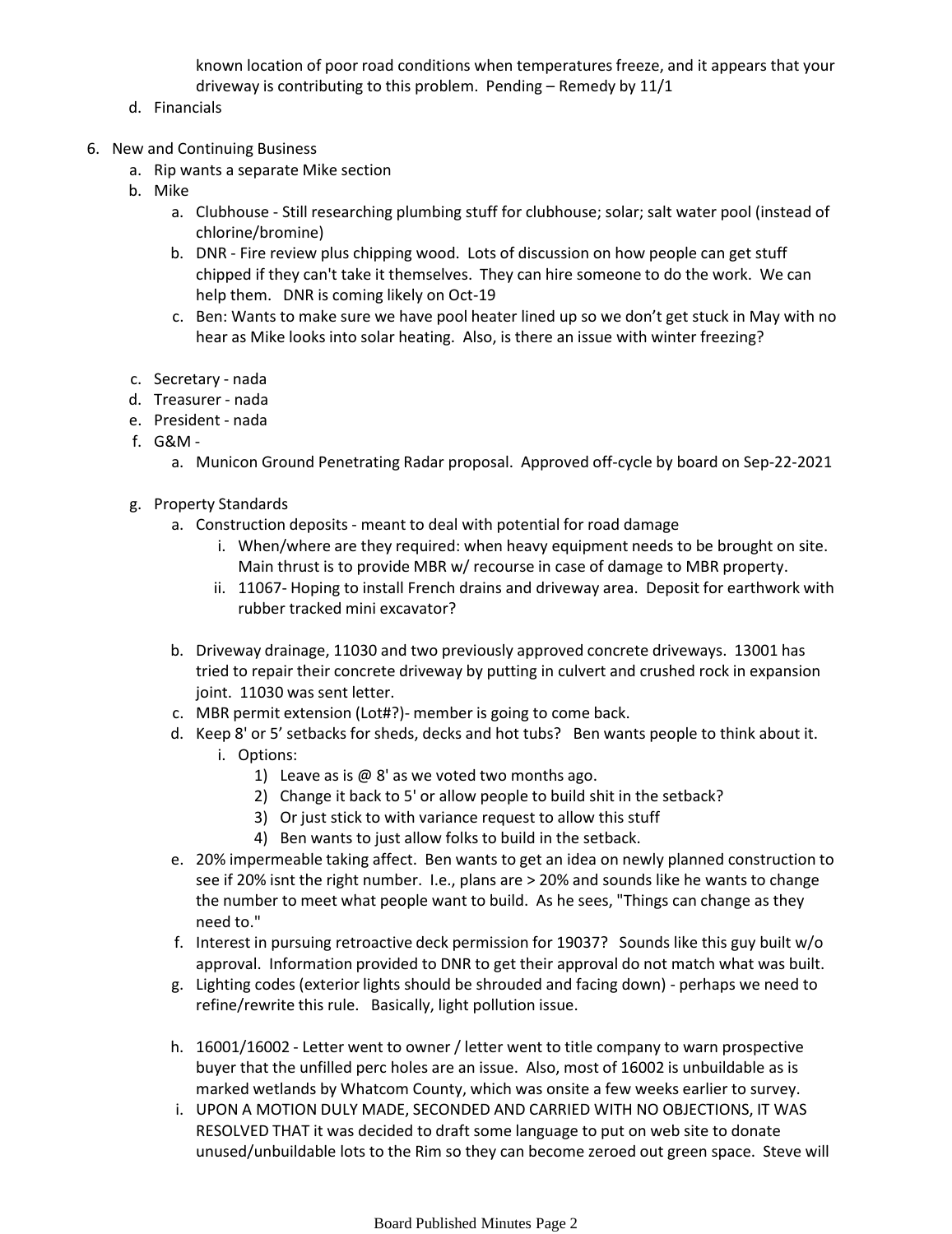known location of poor road conditions when temperatures freeze, and it appears that your driveway is contributing to this problem. Pending – Remedy by 11/1

d. Financials

6. New and Continuing Business
   a. Rip wants a separate Mike section
   b. Mike
      a. Clubhouse - Still researching plumbing stuff for clubhouse; solar; salt water pool (instead of chlorine/bromine)
      b. DNR - Fire review plus chipping wood. Lots of discussion on how people can get stuff chipped if they can't take it themselves. They can hire someone to do the work. We can help them. DNR is coming likely on Oct-19
      c. Ben: Wants to make sure we have pool heater lined up so we don't get stuck in May with no hear as Mike looks into solar heating. Also, is there an issue with winter freezing?

   c. Secretary - nada
   d. Treasurer - nada
   e. President - nada
   f. G&M -
      a. Municon Ground Penetrating Radar proposal. Approved off-cycle by board on Sep-22-2021

   g. Property Standards
      a. Construction deposits - meant to deal with potential for road damage
         i. When/where are they required: when heavy equipment needs to be brought on site. Main thrust is to provide MBR w/ recourse in case of damage to MBR property.
         ii. 11067- Hoping to install French drains and driveway area. Deposit for earthwork with rubber tracked mini excavator?

      b. Driveway drainage, 11030 and two previously approved concrete driveways. 13001 has tried to repair their concrete driveway by putting in culvert and crushed rock in expansion joint. 11030 was sent letter.
      c. MBR permit extension (Lot#?)- member is going to come back.
      d. Keep 8' or 5' setbacks for sheds, decks and hot tubs? Ben wants people to think about it.
         i. Options:
            1) Leave as is @ 8' as we voted two months ago.
            2) Change it back to 5' or allow people to build shit in the setback?
            3) Or just stick to with variance request to allow this stuff
            4) Ben wants to just allow folks to build in the setback.
      e. 20% impermeable taking affect. Ben wants to get an idea on newly planned construction to see if 20% isnt the right number. I.e., plans are > 20% and sounds like he wants to change the number to meet what people want to build. As he sees, "Things can change as they need to."
      f. Interest in pursuing retroactive deck permission for 19037? Sounds like this guy built w/o approval. Information provided to DNR to get their approval do not match what was built.
      g. Lighting codes (exterior lights should be shrouded and facing down) - perhaps we need to refine/rewrite this rule. Basically, light pollution issue.

      h. 16001/16002 - Letter went to owner / letter went to title company to warn prospective buyer that the unfilled perc holes are an issue. Also, most of 16002 is unbuildable as is marked wetlands by Whatcom County, which was onsite a few weeks earlier to survey.
      i. UPON A MOTION DULY MADE, SECONDED AND CARRIED WITH NO OBJECTIONS, IT WAS RESOLVED THAT it was decided to draft some language to put on web site to donate unused/unbuildable lots to the Rim so they can become zeroed out green space. Steve will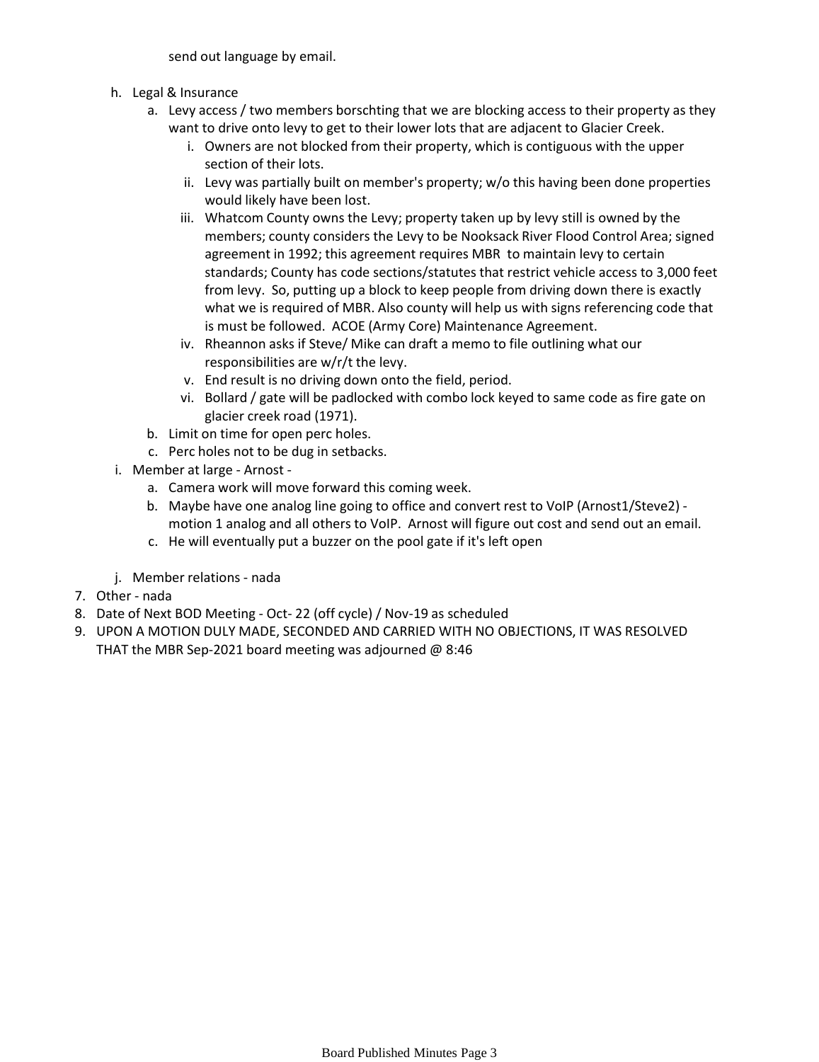send out language by email.

h. Legal & Insurance
   a. Levy access / two members borschting that we are blocking access to their property as they want to drive onto levy to get to their lower lots that are adjacent to Glacier Creek.
      i. Owners are not blocked from their property, which is contiguous with the upper section of their lots.
      ii. Levy was partially built on member's property; w/o this having been done properties would likely have been lost.
      iii. Whatcom County owns the Levy; property taken up by levy still is owned by the members; county considers the Levy to be Nooksack River Flood Control Area; signed agreement in 1992; this agreement requires MBR to maintain levy to certain standards; County has code sections/statutes that restrict vehicle access to 3,000 feet from levy. So, putting up a block to keep people from driving down there is exactly what we is required of MBR. Also county will help us with signs referencing code that is must be followed. ACOE (Army Core) Maintenance Agreement.
      iv. Rheannon asks if Steve/ Mike can draft a memo to file outlining what our responsibilities are w/r/t the levy.
      v. End result is no driving down onto the field, period.
      vi. Bollard / gate will be padlocked with combo lock keyed to same code as fire gate on glacier creek road (1971).
   b. Limit on time for open perc holes.
   c. Perc holes not to be dug in setbacks.
i. Member at large - Arnost -
   a. Camera work will move forward this coming week.
   b. Maybe have one analog line going to office and convert rest to VoIP (Arnost1/Steve2) - motion 1 analog and all others to VoIP. Arnost will figure out cost and send out an email.
   c. He will eventually put a buzzer on the pool gate if it's left open

j. Member relations - nada

7. Other - nada
8. Date of Next BOD Meeting - Oct- 22 (off cycle) / Nov-19 as scheduled
9. UPON A MOTION DULY MADE, SECONDED AND CARRIED WITH NO OBJECTIONS, IT WAS RESOLVED THAT the MBR Sep-2021 board meeting was adjourned @ 8:46